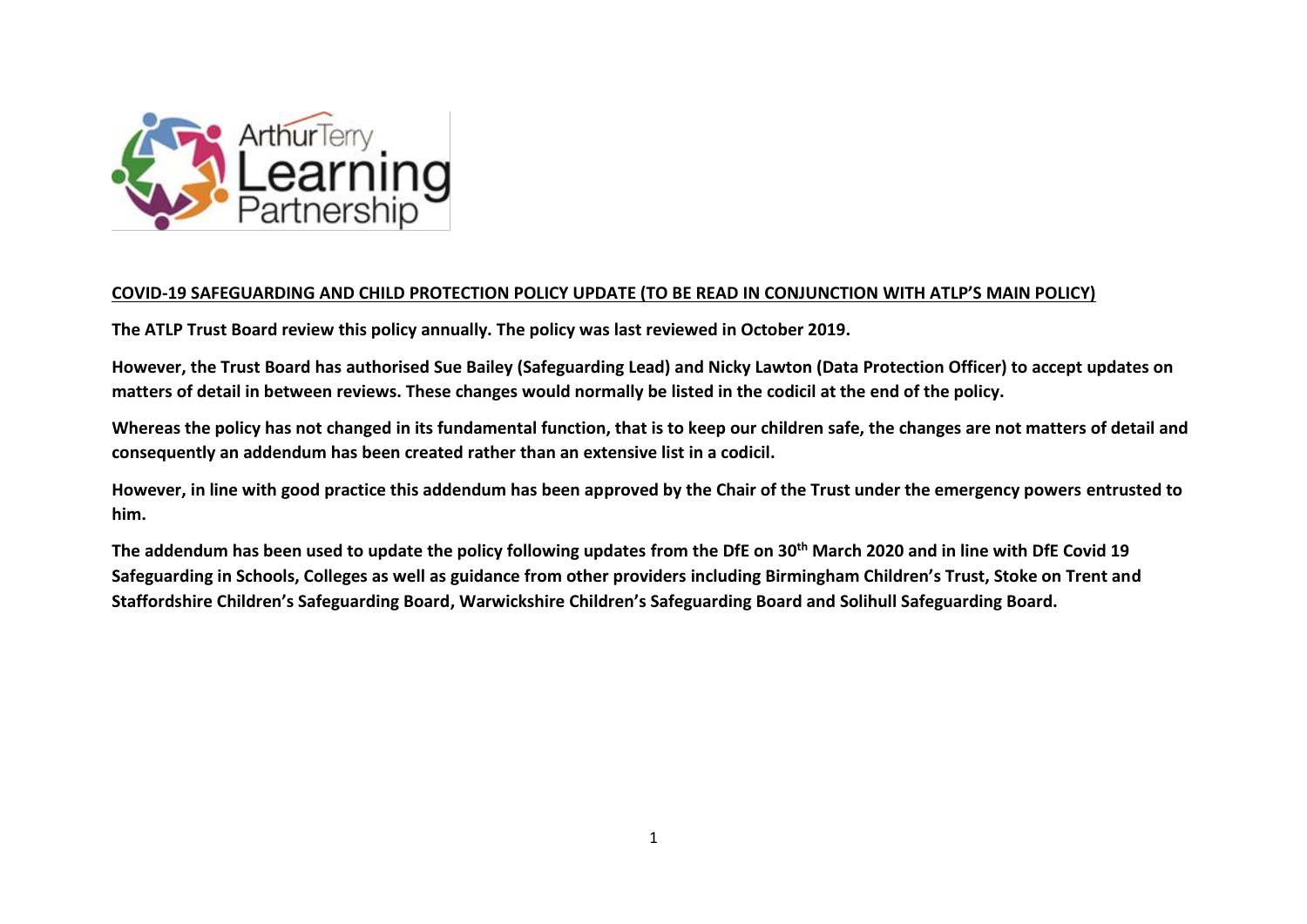**COVID-19 SAFEGUARDING AND CHILD PROTECTION POLICY UPDATE (TO BE READ IN CONJUNCTION WITH ATLP'S MAIN POLICY)**

**The ATLP Trust Board review this policy annually. The policy was last reviewed in October 2019.**

**However, the Trust Board has authorised Sue Bailey (Safeguarding Lead) and Nicky Lawton (Data Protection Officer) to accept updates on matters of detail in between reviews. These changes would normally be listed in the codicil at the end of the policy.**

**Whereas the policy has not changed in its fundamental function, that is to keep our children safe, the changes are not matters of detail and consequently an addendum has been created rather than an extensive list in a codicil.**

**However, in line with good practice this addendum has been approved by the Chair of the Trust under the emergency powers entrusted to him.**

**The addendum has been used to update the policy following updates from the DfE on 30th March 2020 and in line with DfE Covid 19 Safeguarding in Schools, Colleges as well as guidance from other providers including Birmingham Children's Trust, Stoke on Trent and Staffordshire Children's Safeguarding Board, Warwickshire Children's Safeguarding Board and Solihull Safeguarding Board.**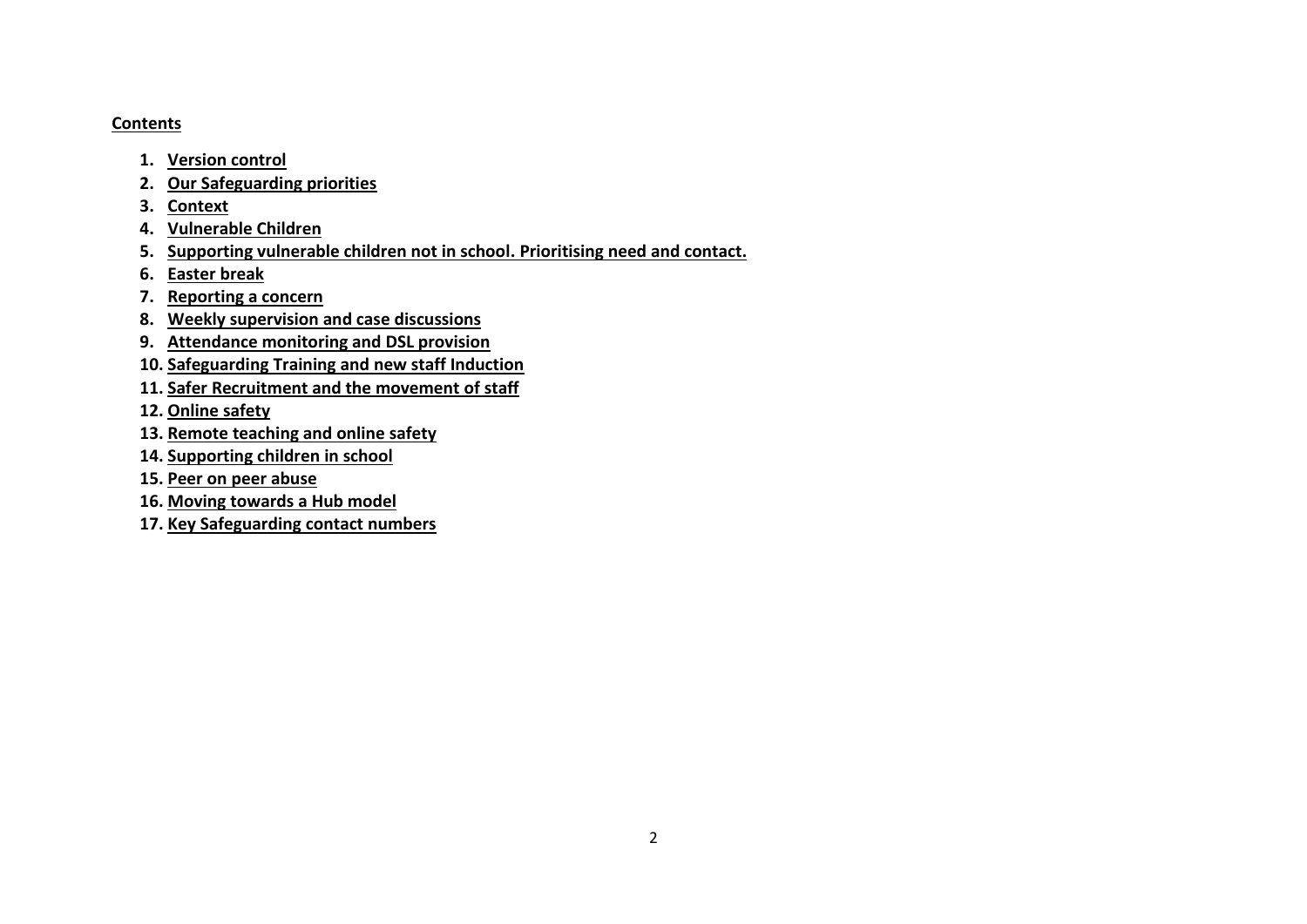**Contents**

1. Version control
2. Our Safeguarding priorities
3. Context
4. Vulnerable Children
5. Supporting vulnerable children not in school. Prioritising need and contact.
6. Easter break
7. Reporting a concern
8. Weekly supervision and case discussions
9. Attendance monitoring and DSL provision
10. Safeguarding Training and new staff Induction
11. Safer Recruitment and the movement of staff
12. Online safety
13. Remote teaching and online safety
14. Supporting children in school
15. Peer on peer abuse
16. Moving towards a Hub model
17. Key Safeguarding contact numbers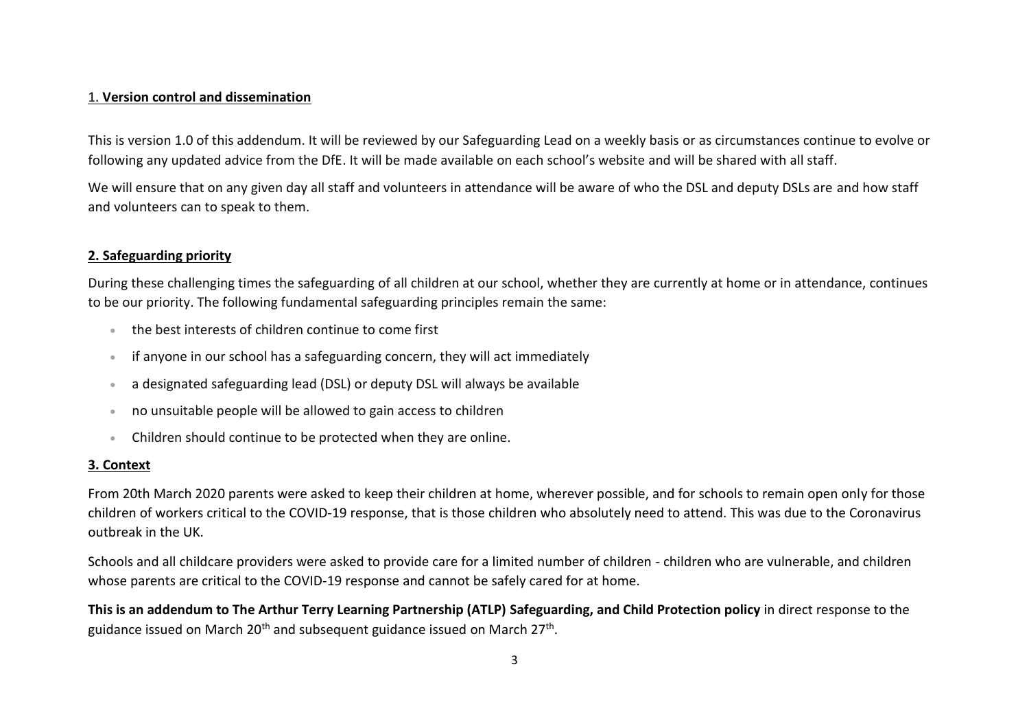## 1. **Version control and dissemination**

This is version 1.0 of this addendum. It will be reviewed by our Safeguarding Lead on a weekly basis or as circumstances continue to evolve or following any updated advice from the DfE. It will be made available on each school's website and will be shared with all staff.

We will ensure that on any given day all staff and volunteers in attendance will be aware of who the DSL and deputy DSLs are and how staff and volunteers can to speak to them.

## **2. Safeguarding priority**

During these challenging times the safeguarding of all children at our school, whether they are currently at home or in attendance, continues to be our priority. The following fundamental safeguarding principles remain the same:

- the best interests of children continue to come first
- if anyone in our school has a safeguarding concern, they will act immediately
- a designated safeguarding lead (DSL) or deputy DSL will always be available
- no unsuitable people will be allowed to gain access to children
- Children should continue to be protected when they are online.

## **3. Context**

From 20th March 2020 parents were asked to keep their children at home, wherever possible, and for schools to remain open only for those children of workers critical to the COVID-19 response, that is those children who absolutely need to attend. This was due to the Coronavirus outbreak in the UK.

Schools and all childcare providers were asked to provide care for a limited number of children - children who are vulnerable, and children whose parents are critical to the COVID-19 response and cannot be safely cared for at home.

**This is an addendum to The Arthur Terry Learning Partnership (ATLP) Safeguarding, and Child Protection policy** in direct response to the guidance issued on March 20th and subsequent guidance issued on March 27th.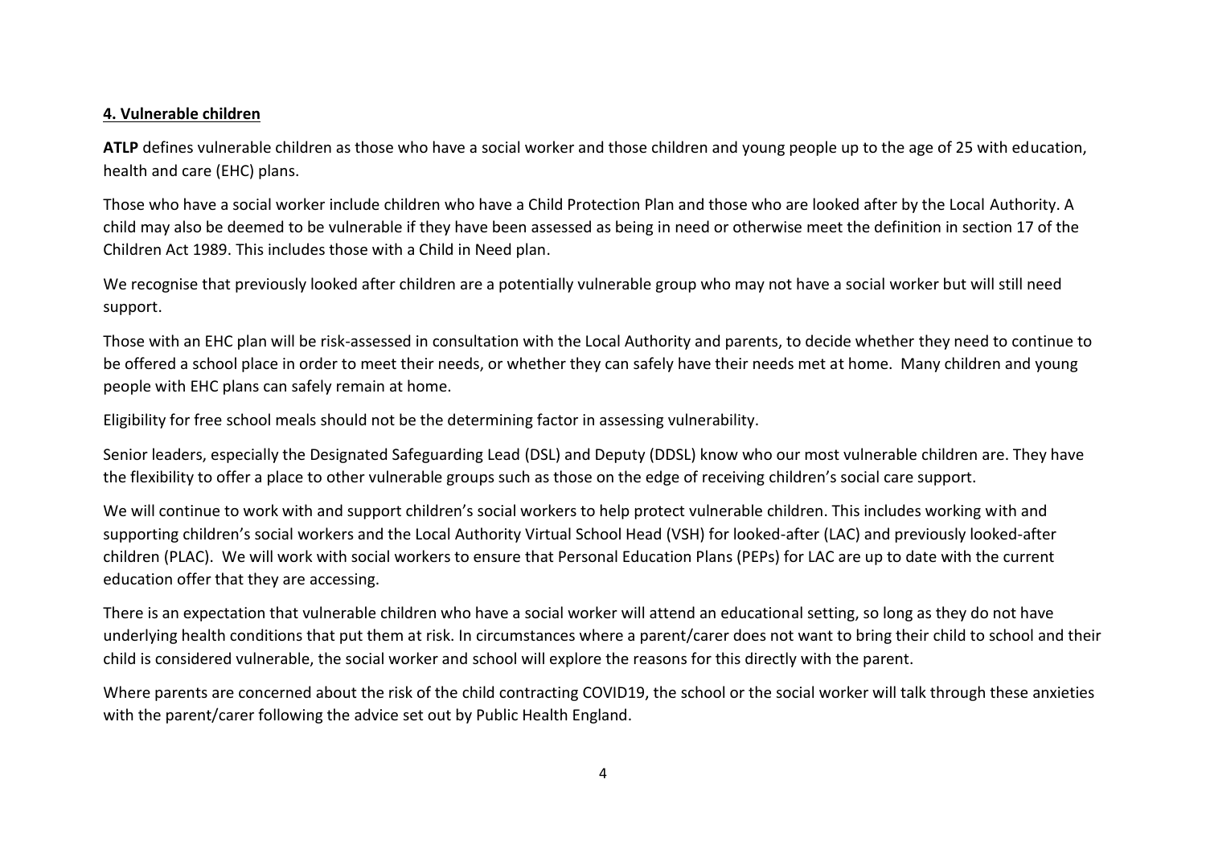## 4. Vulnerable children

**ATLP** defines vulnerable children as those who have a social worker and those children and young people up to the age of 25 with education, health and care (EHC) plans.

Those who have a social worker include children who have a Child Protection Plan and those who are looked after by the Local Authority. A child may also be deemed to be vulnerable if they have been assessed as being in need or otherwise meet the definition in section 17 of the Children Act 1989. This includes those with a Child in Need plan.

We recognise that previously looked after children are a potentially vulnerable group who may not have a social worker but will still need support.

Those with an EHC plan will be risk-assessed in consultation with the Local Authority and parents, to decide whether they need to continue to be offered a school place in order to meet their needs, or whether they can safely have their needs met at home. Many children and young people with EHC plans can safely remain at home.

Eligibility for free school meals should not be the determining factor in assessing vulnerability.

Senior leaders, especially the Designated Safeguarding Lead (DSL) and Deputy (DDSL) know who our most vulnerable children are. They have the flexibility to offer a place to other vulnerable groups such as those on the edge of receiving children's social care support.

We will continue to work with and support children's social workers to help protect vulnerable children. This includes working with and supporting children's social workers and the Local Authority Virtual School Head (VSH) for looked-after (LAC) and previously looked-after children (PLAC). We will work with social workers to ensure that Personal Education Plans (PEPs) for LAC are up to date with the current education offer that they are accessing.

There is an expectation that vulnerable children who have a social worker will attend an educational setting, so long as they do not have underlying health conditions that put them at risk. In circumstances where a parent/carer does not want to bring their child to school and their child is considered vulnerable, the social worker and school will explore the reasons for this directly with the parent.

Where parents are concerned about the risk of the child contracting COVID19, the school or the social worker will talk through these anxieties with the parent/carer following the advice set out by Public Health England.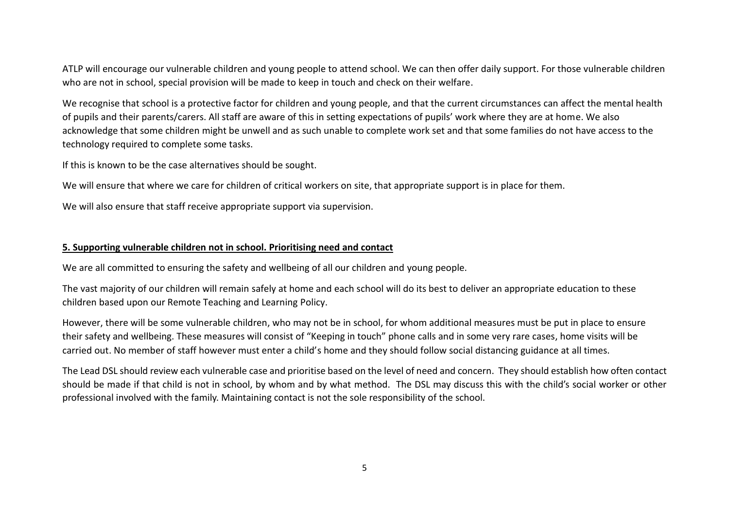ATLP will encourage our vulnerable children and young people to attend school. We can then offer daily support. For those vulnerable children who are not in school, special provision will be made to keep in touch and check on their welfare.

We recognise that school is a protective factor for children and young people, and that the current circumstances can affect the mental health of pupils and their parents/carers. All staff are aware of this in setting expectations of pupils' work where they are at home. We also acknowledge that some children might be unwell and as such unable to complete work set and that some families do not have access to the technology required to complete some tasks.

If this is known to be the case alternatives should be sought.

We will ensure that where we care for children of critical workers on site, that appropriate support is in place for them.

We will also ensure that staff receive appropriate support via supervision.

## 5. Supporting vulnerable children not in school. Prioritising need and contact

We are all committed to ensuring the safety and wellbeing of all our children and young people.

The vast majority of our children will remain safely at home and each school will do its best to deliver an appropriate education to these children based upon our Remote Teaching and Learning Policy.

However, there will be some vulnerable children, who may not be in school, for whom additional measures must be put in place to ensure their safety and wellbeing. These measures will consist of "Keeping in touch" phone calls and in some very rare cases, home visits will be carried out. No member of staff however must enter a child's home and they should follow social distancing guidance at all times.

The Lead DSL should review each vulnerable case and prioritise based on the level of need and concern. They should establish how often contact should be made if that child is not in school, by whom and by what method. The DSL may discuss this with the child's social worker or other professional involved with the family. Maintaining contact is not the sole responsibility of the school.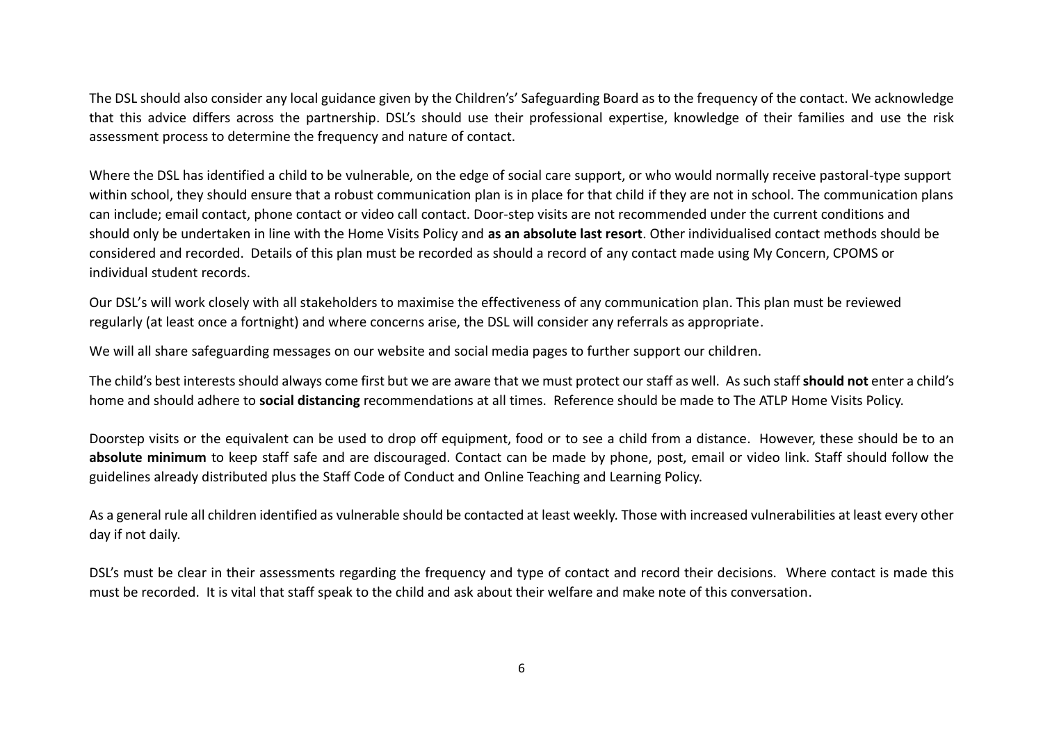The DSL should also consider any local guidance given by the Children's' Safeguarding Board as to the frequency of the contact. We acknowledge that this advice differs across the partnership. DSL's should use their professional expertise, knowledge of their families and use the risk assessment process to determine the frequency and nature of contact.

Where the DSL has identified a child to be vulnerable, on the edge of social care support, or who would normally receive pastoral-type support within school, they should ensure that a robust communication plan is in place for that child if they are not in school. The communication plans can include; email contact, phone contact or video call contact. Door-step visits are not recommended under the current conditions and should only be undertaken in line with the Home Visits Policy and **as an absolute last resort**. Other individualised contact methods should be considered and recorded. Details of this plan must be recorded as should a record of any contact made using My Concern, CPOMS or individual student records.

Our DSL's will work closely with all stakeholders to maximise the effectiveness of any communication plan. This plan must be reviewed regularly (at least once a fortnight) and where concerns arise, the DSL will consider any referrals as appropriate.

We will all share safeguarding messages on our website and social media pages to further support our children.

The child's best interests should always come first but we are aware that we must protect our staff as well. As such staff **should not** enter a child's home and should adhere to **social distancing** recommendations at all times. Reference should be made to The ATLP Home Visits Policy.

Doorstep visits or the equivalent can be used to drop off equipment, food or to see a child from a distance. However, these should be to an **absolute minimum** to keep staff safe and are discouraged. Contact can be made by phone, post, email or video link. Staff should follow the guidelines already distributed plus the Staff Code of Conduct and Online Teaching and Learning Policy.

As a general rule all children identified as vulnerable should be contacted at least weekly. Those with increased vulnerabilities at least every other day if not daily.

DSL's must be clear in their assessments regarding the frequency and type of contact and record their decisions. Where contact is made this must be recorded. It is vital that staff speak to the child and ask about their welfare and make note of this conversation.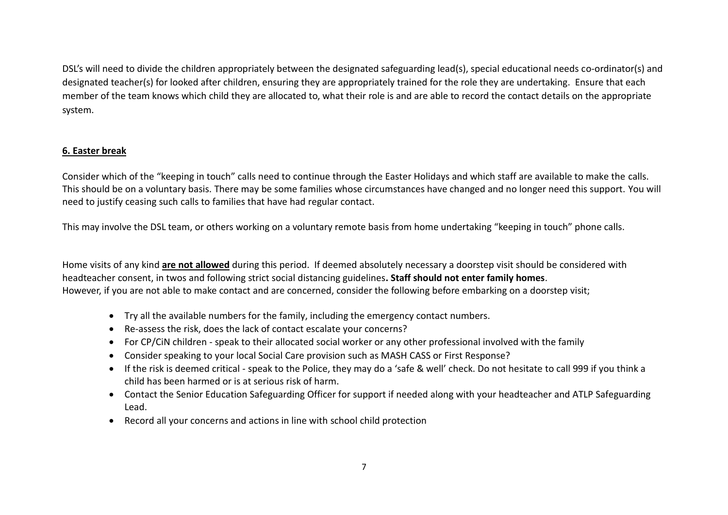DSL's will need to divide the children appropriately between the designated safeguarding lead(s), special educational needs co-ordinator(s) and designated teacher(s) for looked after children, ensuring they are appropriately trained for the role they are undertaking. Ensure that each member of the team knows which child they are allocated to, what their role is and are able to record the contact details on the appropriate system.

## 6. Easter break

Consider which of the "keeping in touch" calls need to continue through the Easter Holidays and which staff are available to make the calls. This should be on a voluntary basis. There may be some families whose circumstances have changed and no longer need this support. You will need to justify ceasing such calls to families that have had regular contact.

This may involve the DSL team, or others working on a voluntary remote basis from home undertaking "keeping in touch" phone calls.

Home visits of any kind **are not allowed** during this period. If deemed absolutely necessary a doorstep visit should be considered with headteacher consent, in twos and following strict social distancing guidelines**. Staff should not enter family homes**.
However, if you are not able to make contact and are concerned, consider the following before embarking on a doorstep visit;

- Try all the available numbers for the family, including the emergency contact numbers.
- Re-assess the risk, does the lack of contact escalate your concerns?
- For CP/CiN children - speak to their allocated social worker or any other professional involved with the family
- Consider speaking to your local Social Care provision such as MASH CASS or First Response?
- If the risk is deemed critical - speak to the Police, they may do a 'safe & well' check. Do not hesitate to call 999 if you think a child has been harmed or is at serious risk of harm.
- Contact the Senior Education Safeguarding Officer for support if needed along with your headteacher and ATLP Safeguarding Lead.
- Record all your concerns and actions in line with school child protection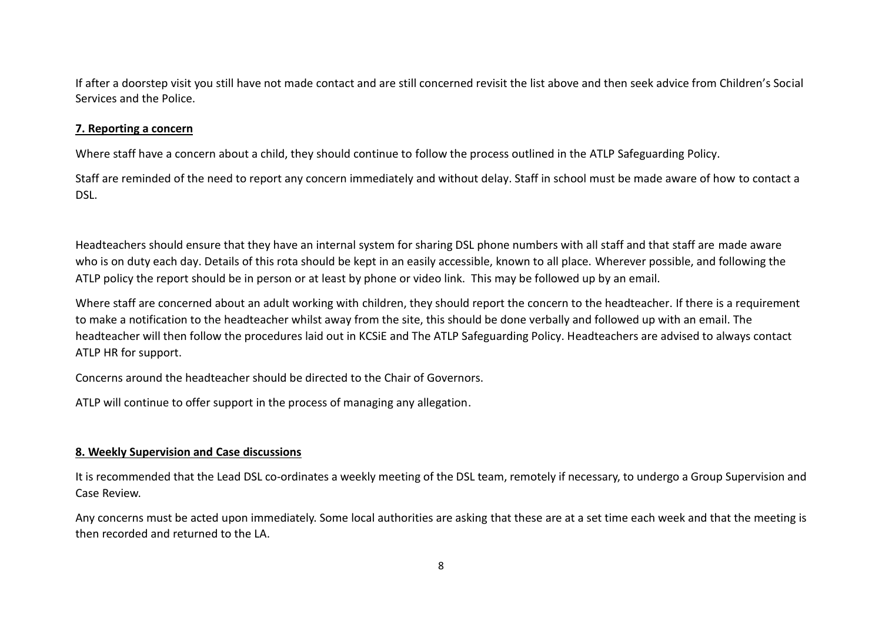If after a doorstep visit you still have not made contact and are still concerned revisit the list above and then seek advice from Children's Social Services and the Police.

**7. Reporting a concern**

Where staff have a concern about a child, they should continue to follow the process outlined in the ATLP Safeguarding Policy.

Staff are reminded of the need to report any concern immediately and without delay. Staff in school must be made aware of how to contact a DSL.

Headteachers should ensure that they have an internal system for sharing DSL phone numbers with all staff and that staff are made aware who is on duty each day. Details of this rota should be kept in an easily accessible, known to all place. Wherever possible, and following the ATLP policy the report should be in person or at least by phone or video link. This may be followed up by an email.

Where staff are concerned about an adult working with children, they should report the concern to the headteacher. If there is a requirement to make a notification to the headteacher whilst away from the site, this should be done verbally and followed up with an email. The headteacher will then follow the procedures laid out in KCSiE and The ATLP Safeguarding Policy. Headteachers are advised to always contact ATLP HR for support.

Concerns around the headteacher should be directed to the Chair of Governors.

ATLP will continue to offer support in the process of managing any allegation.

**8. Weekly Supervision and Case discussions**

It is recommended that the Lead DSL co-ordinates a weekly meeting of the DSL team, remotely if necessary, to undergo a Group Supervision and Case Review.

Any concerns must be acted upon immediately. Some local authorities are asking that these are at a set time each week and that the meeting is then recorded and returned to the LA.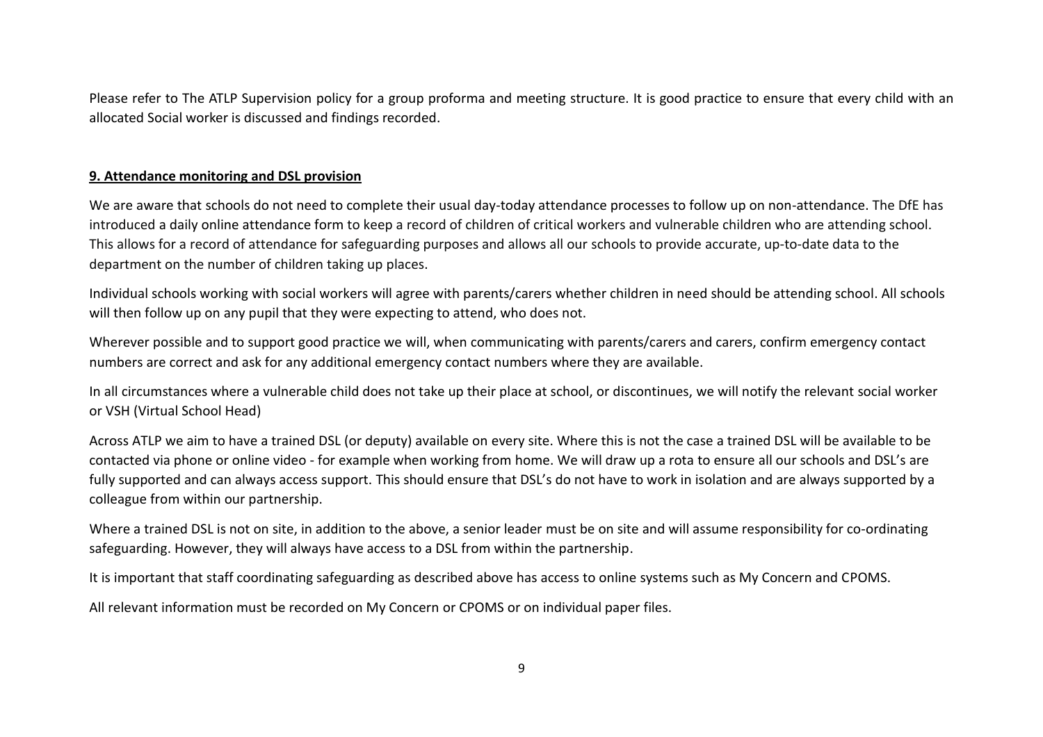Please refer to The ATLP Supervision policy for a group proforma and meeting structure. It is good practice to ensure that every child with an allocated Social worker is discussed and findings recorded.

**9. Attendance monitoring and DSL provision**

We are aware that schools do not need to complete their usual day-today attendance processes to follow up on non-attendance. The DfE has introduced a daily online attendance form to keep a record of children of critical workers and vulnerable children who are attending school. This allows for a record of attendance for safeguarding purposes and allows all our schools to provide accurate, up-to-date data to the department on the number of children taking up places.

Individual schools working with social workers will agree with parents/carers whether children in need should be attending school. All schools will then follow up on any pupil that they were expecting to attend, who does not.

Wherever possible and to support good practice we will, when communicating with parents/carers and carers, confirm emergency contact numbers are correct and ask for any additional emergency contact numbers where they are available.

In all circumstances where a vulnerable child does not take up their place at school, or discontinues, we will notify the relevant social worker or VSH (Virtual School Head)

Across ATLP we aim to have a trained DSL (or deputy) available on every site. Where this is not the case a trained DSL will be available to be contacted via phone or online video - for example when working from home. We will draw up a rota to ensure all our schools and DSL's are fully supported and can always access support. This should ensure that DSL's do not have to work in isolation and are always supported by a colleague from within our partnership.

Where a trained DSL is not on site, in addition to the above, a senior leader must be on site and will assume responsibility for co-ordinating safeguarding. However, they will always have access to a DSL from within the partnership.

It is important that staff coordinating safeguarding as described above has access to online systems such as My Concern and CPOMS.

All relevant information must be recorded on My Concern or CPOMS or on individual paper files.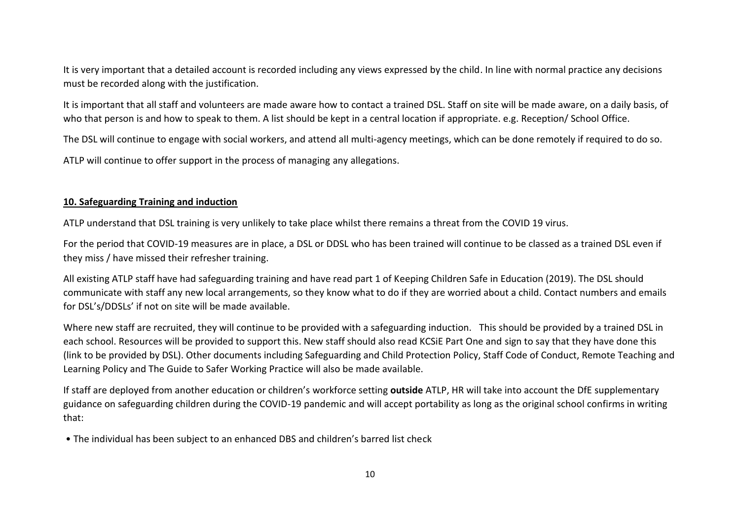It is very important that a detailed account is recorded including any views expressed by the child. In line with normal practice any decisions must be recorded along with the justification.

It is important that all staff and volunteers are made aware how to contact a trained DSL. Staff on site will be made aware, on a daily basis, of who that person is and how to speak to them. A list should be kept in a central location if appropriate. e.g. Reception/ School Office.

The DSL will continue to engage with social workers, and attend all multi-agency meetings, which can be done remotely if required to do so.

ATLP will continue to offer support in the process of managing any allegations.

## 10. Safeguarding Training and induction

ATLP understand that DSL training is very unlikely to take place whilst there remains a threat from the COVID 19 virus.

For the period that COVID-19 measures are in place, a DSL or DDSL who has been trained will continue to be classed as a trained DSL even if they miss / have missed their refresher training.

All existing ATLP staff have had safeguarding training and have read part 1 of Keeping Children Safe in Education (2019). The DSL should communicate with staff any new local arrangements, so they know what to do if they are worried about a child. Contact numbers and emails for DSL's/DDSLs' if not on site will be made available.

Where new staff are recruited, they will continue to be provided with a safeguarding induction. This should be provided by a trained DSL in each school. Resources will be provided to support this. New staff should also read KCSiE Part One and sign to say that they have done this (link to be provided by DSL). Other documents including Safeguarding and Child Protection Policy, Staff Code of Conduct, Remote Teaching and Learning Policy and The Guide to Safer Working Practice will also be made available.

If staff are deployed from another education or children's workforce setting **outside** ATLP, HR will take into account the DfE supplementary guidance on safeguarding children during the COVID-19 pandemic and will accept portability as long as the original school confirms in writing that:

- The individual has been subject to an enhanced DBS and children's barred list check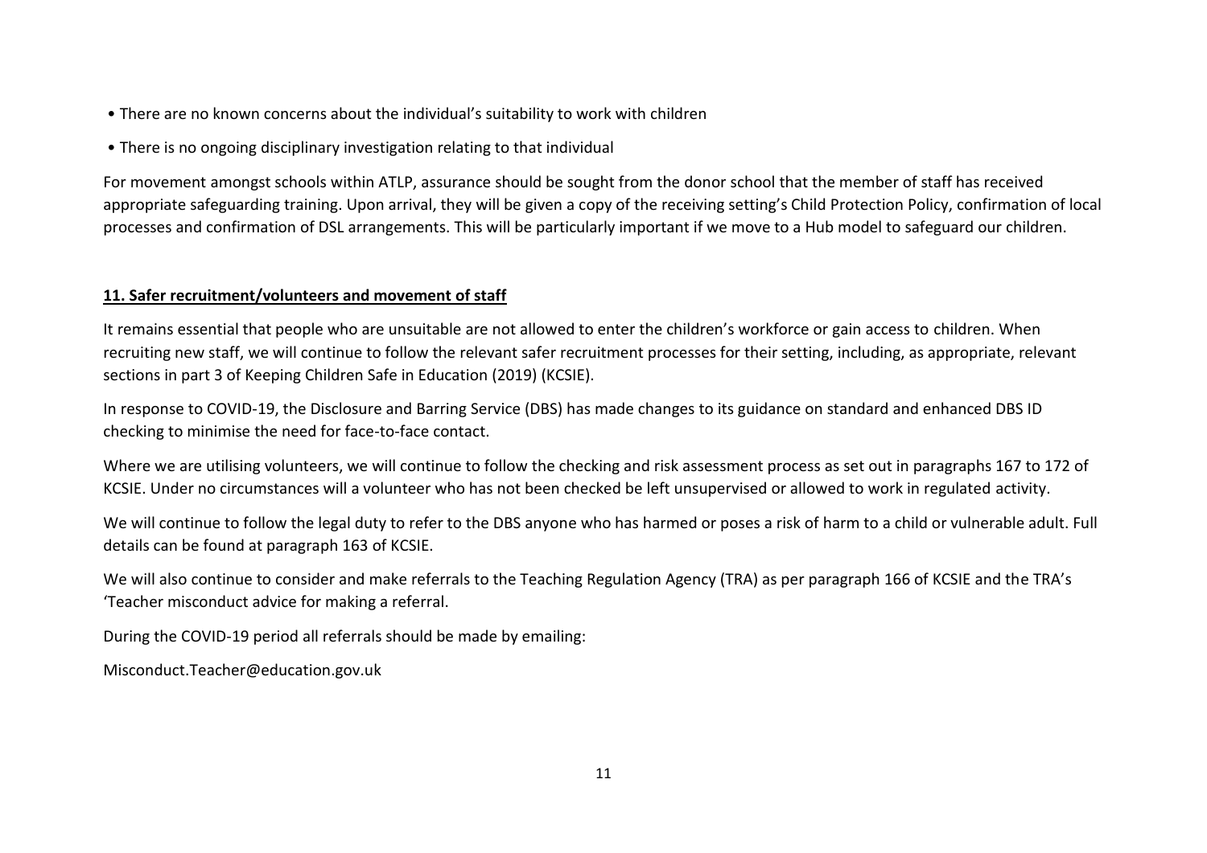- There are no known concerns about the individual's suitability to work with children
- There is no ongoing disciplinary investigation relating to that individual

For movement amongst schools within ATLP, assurance should be sought from the donor school that the member of staff has received appropriate safeguarding training. Upon arrival, they will be given a copy of the receiving setting's Child Protection Policy, confirmation of local processes and confirmation of DSL arrangements. This will be particularly important if we move to a Hub model to safeguard our children.

## 11. Safer recruitment/volunteers and movement of staff

It remains essential that people who are unsuitable are not allowed to enter the children's workforce or gain access to children. When recruiting new staff, we will continue to follow the relevant safer recruitment processes for their setting, including, as appropriate, relevant sections in part 3 of Keeping Children Safe in Education (2019) (KCSIE).

In response to COVID-19, the Disclosure and Barring Service (DBS) has made changes to its guidance on standard and enhanced DBS ID checking to minimise the need for face-to-face contact.

Where we are utilising volunteers, we will continue to follow the checking and risk assessment process as set out in paragraphs 167 to 172 of KCSIE. Under no circumstances will a volunteer who has not been checked be left unsupervised or allowed to work in regulated activity.

We will continue to follow the legal duty to refer to the DBS anyone who has harmed or poses a risk of harm to a child or vulnerable adult. Full details can be found at paragraph 163 of KCSIE.

We will also continue to consider and make referrals to the Teaching Regulation Agency (TRA) as per paragraph 166 of KCSIE and the TRA's 'Teacher misconduct advice for making a referral.

During the COVID-19 period all referrals should be made by emailing:

Misconduct.Teacher@education.gov.uk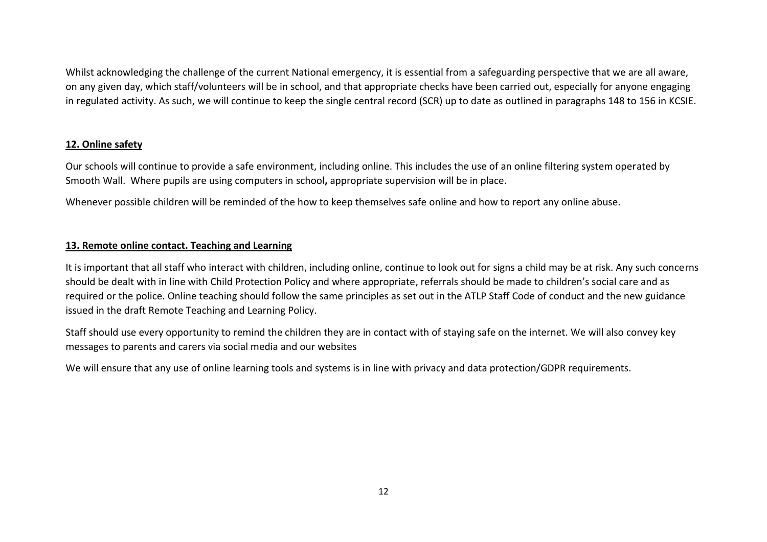Whilst acknowledging the challenge of the current National emergency, it is essential from a safeguarding perspective that we are all aware, on any given day, which staff/volunteers will be in school, and that appropriate checks have been carried out, especially for anyone engaging in regulated activity. As such, we will continue to keep the single central record (SCR) up to date as outlined in paragraphs 148 to 156 in KCSIE.

## 12. Online safety

Our schools will continue to provide a safe environment, including online. This includes the use of an online filtering system operated by Smooth Wall. Where pupils are using computers in school**,** appropriate supervision will be in place.

Whenever possible children will be reminded of the how to keep themselves safe online and how to report any online abuse.

## 13. Remote online contact. Teaching and Learning

It is important that all staff who interact with children, including online, continue to look out for signs a child may be at risk. Any such concerns should be dealt with in line with Child Protection Policy and where appropriate, referrals should be made to children's social care and as required or the police. Online teaching should follow the same principles as set out in the ATLP Staff Code of conduct and the new guidance issued in the draft Remote Teaching and Learning Policy.

Staff should use every opportunity to remind the children they are in contact with of staying safe on the internet. We will also convey key messages to parents and carers via social media and our websites

We will ensure that any use of online learning tools and systems is in line with privacy and data protection/GDPR requirements.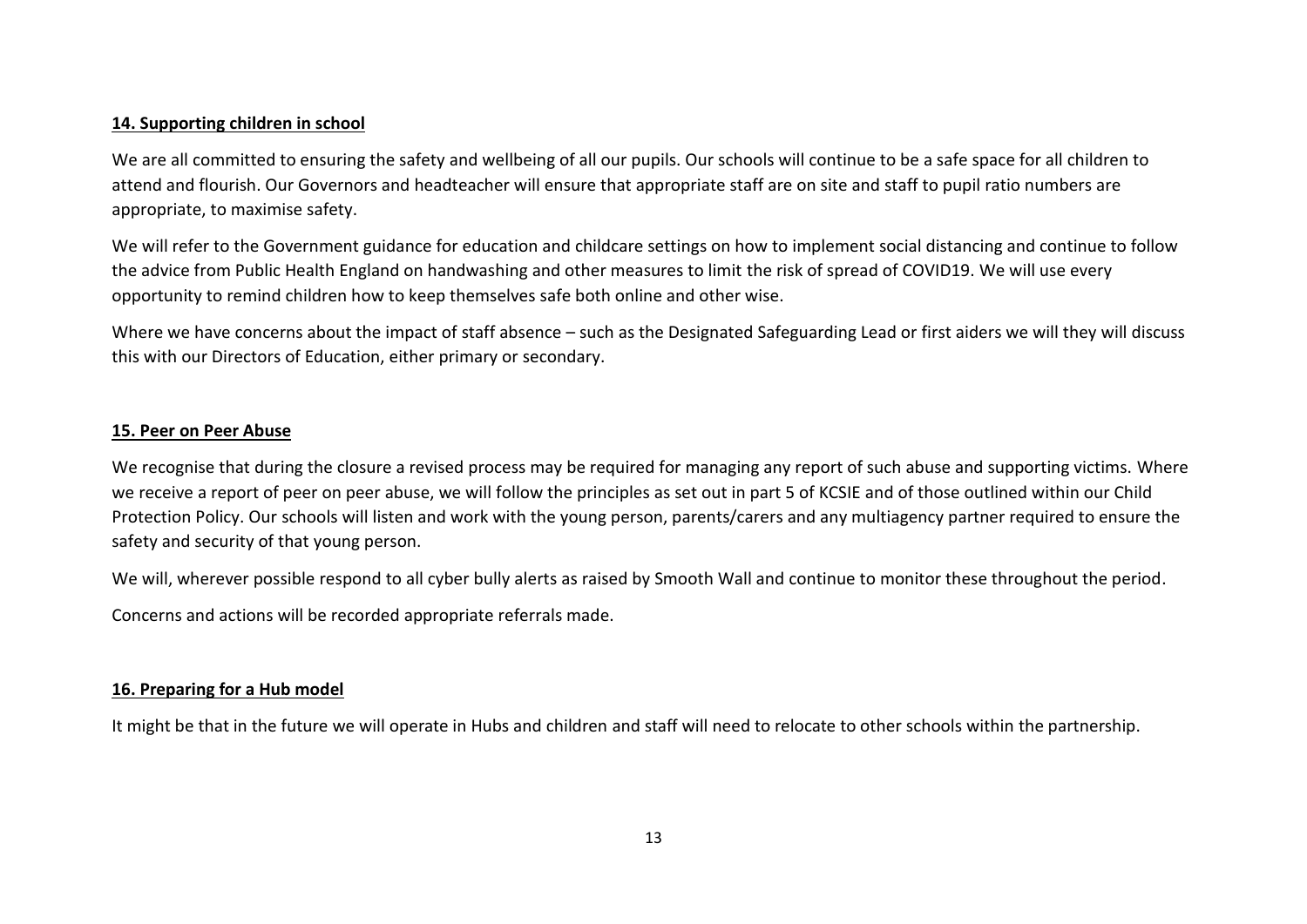## 14. Supporting children in school

We are all committed to ensuring the safety and wellbeing of all our pupils. Our schools will continue to be a safe space for all children to attend and flourish. Our Governors and headteacher will ensure that appropriate staff are on site and staff to pupil ratio numbers are appropriate, to maximise safety.

We will refer to the Government guidance for education and childcare settings on how to implement social distancing and continue to follow the advice from Public Health England on handwashing and other measures to limit the risk of spread of COVID19. We will use every opportunity to remind children how to keep themselves safe both online and other wise.

Where we have concerns about the impact of staff absence – such as the Designated Safeguarding Lead or first aiders we will they will discuss this with our Directors of Education, either primary or secondary.

## 15. Peer on Peer Abuse

We recognise that during the closure a revised process may be required for managing any report of such abuse and supporting victims. Where we receive a report of peer on peer abuse, we will follow the principles as set out in part 5 of KCSIE and of those outlined within our Child Protection Policy. Our schools will listen and work with the young person, parents/carers and any multiagency partner required to ensure the safety and security of that young person.

We will, wherever possible respond to all cyber bully alerts as raised by Smooth Wall and continue to monitor these throughout the period.

Concerns and actions will be recorded appropriate referrals made.

## 16. Preparing for a Hub model

It might be that in the future we will operate in Hubs and children and staff will need to relocate to other schools within the partnership.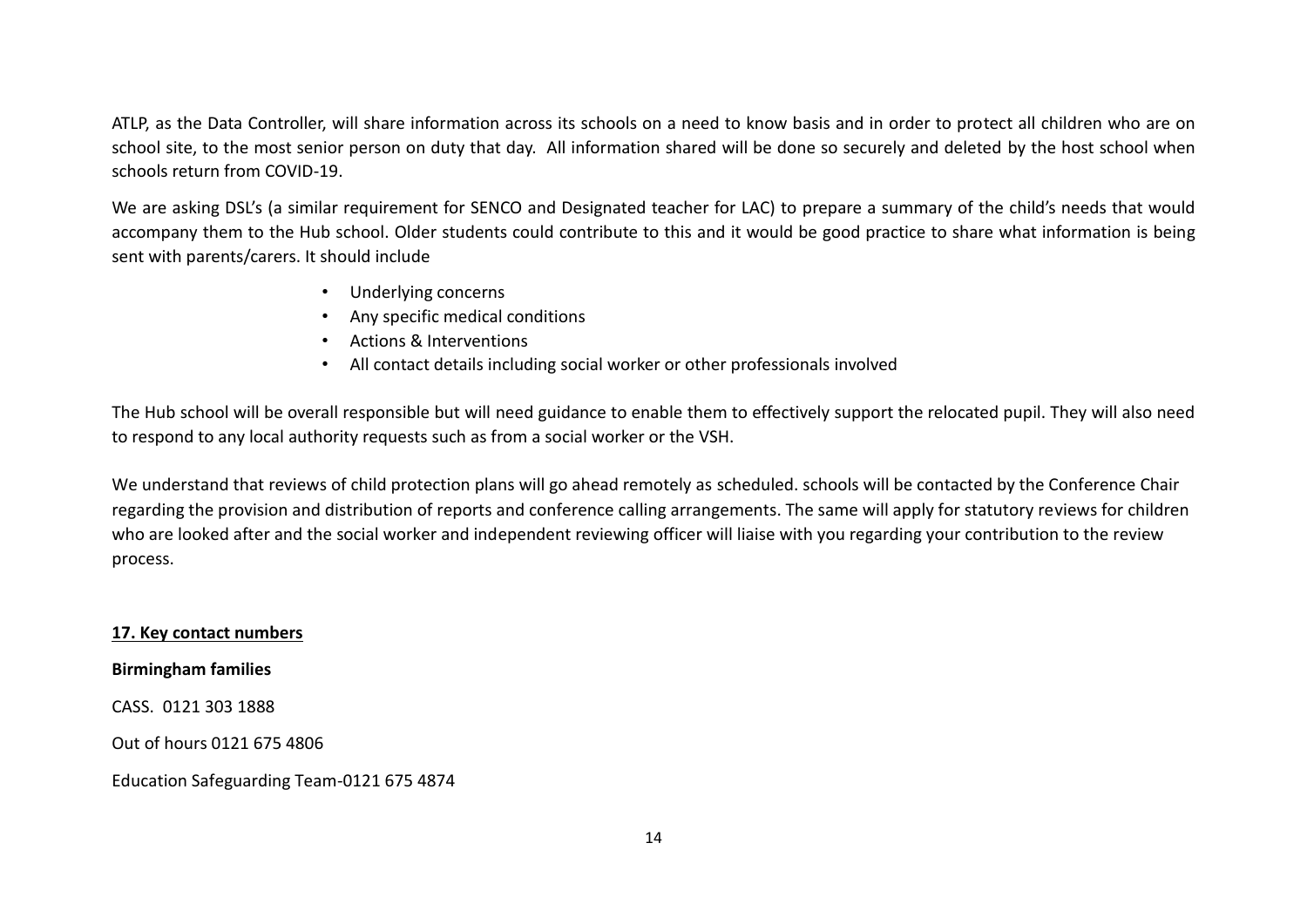ATLP, as the Data Controller, will share information across its schools on a need to know basis and in order to protect all children who are on school site, to the most senior person on duty that day. All information shared will be done so securely and deleted by the host school when schools return from COVID-19.

We are asking DSL's (a similar requirement for SENCO and Designated teacher for LAC) to prepare a summary of the child's needs that would accompany them to the Hub school. Older students could contribute to this and it would be good practice to share what information is being sent with parents/carers. It should include

- Underlying concerns
- Any specific medical conditions
- Actions & Interventions
- All contact details including social worker or other professionals involved

The Hub school will be overall responsible but will need guidance to enable them to effectively support the relocated pupil. They will also need to respond to any local authority requests such as from a social worker or the VSH.

We understand that reviews of child protection plans will go ahead remotely as scheduled. schools will be contacted by the Conference Chair regarding the provision and distribution of reports and conference calling arrangements. The same will apply for statutory reviews for children who are looked after and the social worker and independent reviewing officer will liaise with you regarding your contribution to the review process.

## 17. Key contact numbers

**Birmingham families**

CASS. 0121 303 1888

Out of hours 0121 675 4806

Education Safeguarding Team-0121 675 4874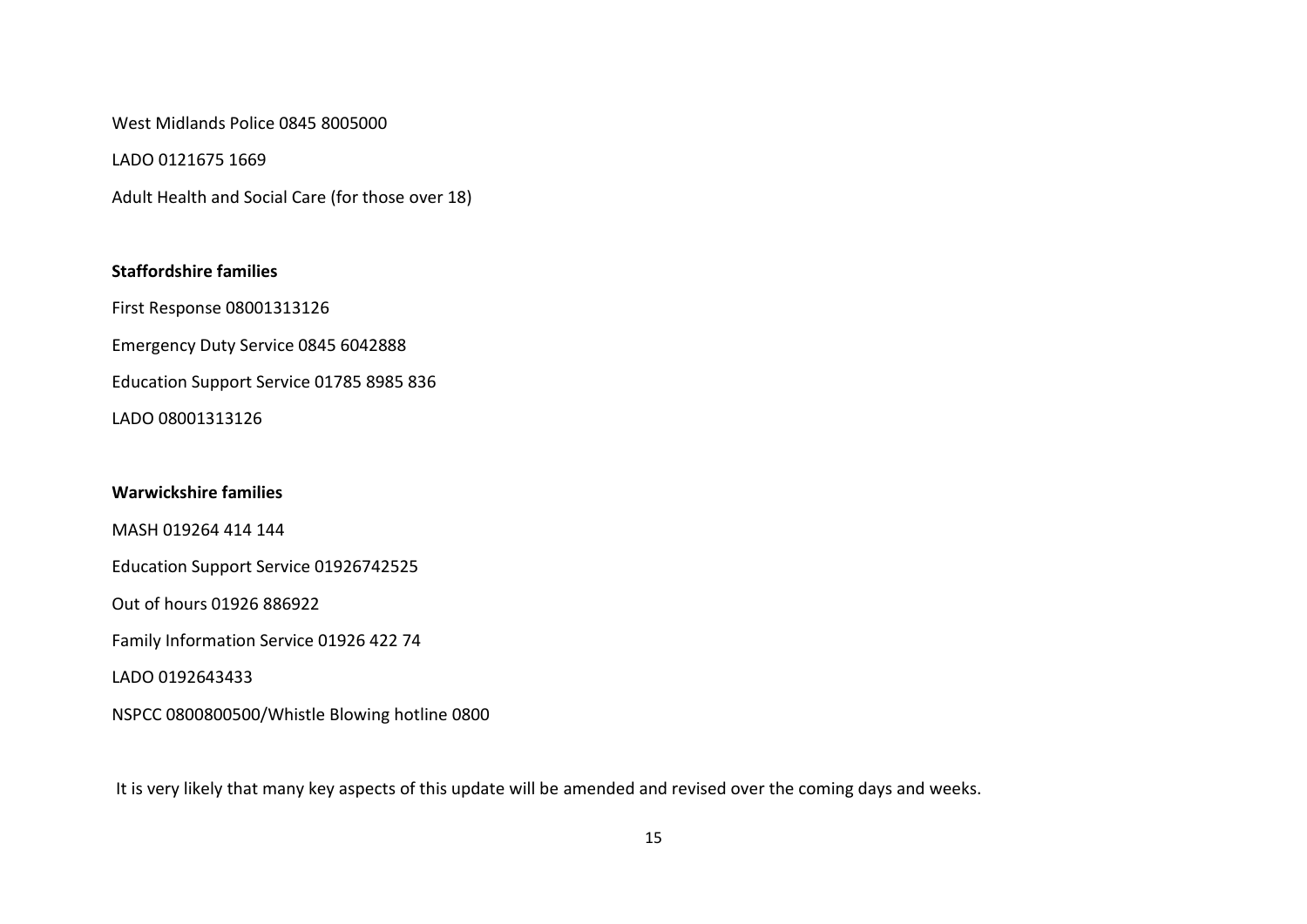West Midlands Police 0845 8005000

LADO 0121675 1669

Adult Health and Social Care (for those over 18)

**Staffordshire families**

First Response 08001313126

Emergency Duty Service 0845 6042888

Education Support Service 01785 8985 836

LADO 08001313126

**Warwickshire families**

MASH 019264 414 144

Education Support Service 01926742525

Out of hours 01926 886922

Family Information Service 01926 422 74

LADO 0192643433

NSPCC 0800800500/Whistle Blowing hotline 0800

It is very likely that many key aspects of this update will be amended and revised over the coming days and weeks.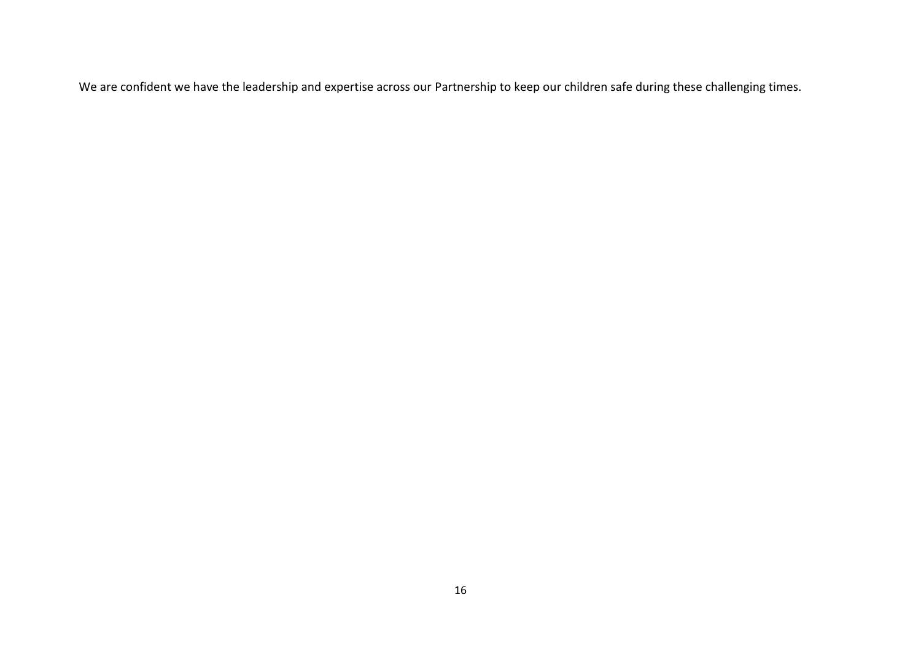We are confident we have the leadership and expertise across our Partnership to keep our children safe during these challenging times.